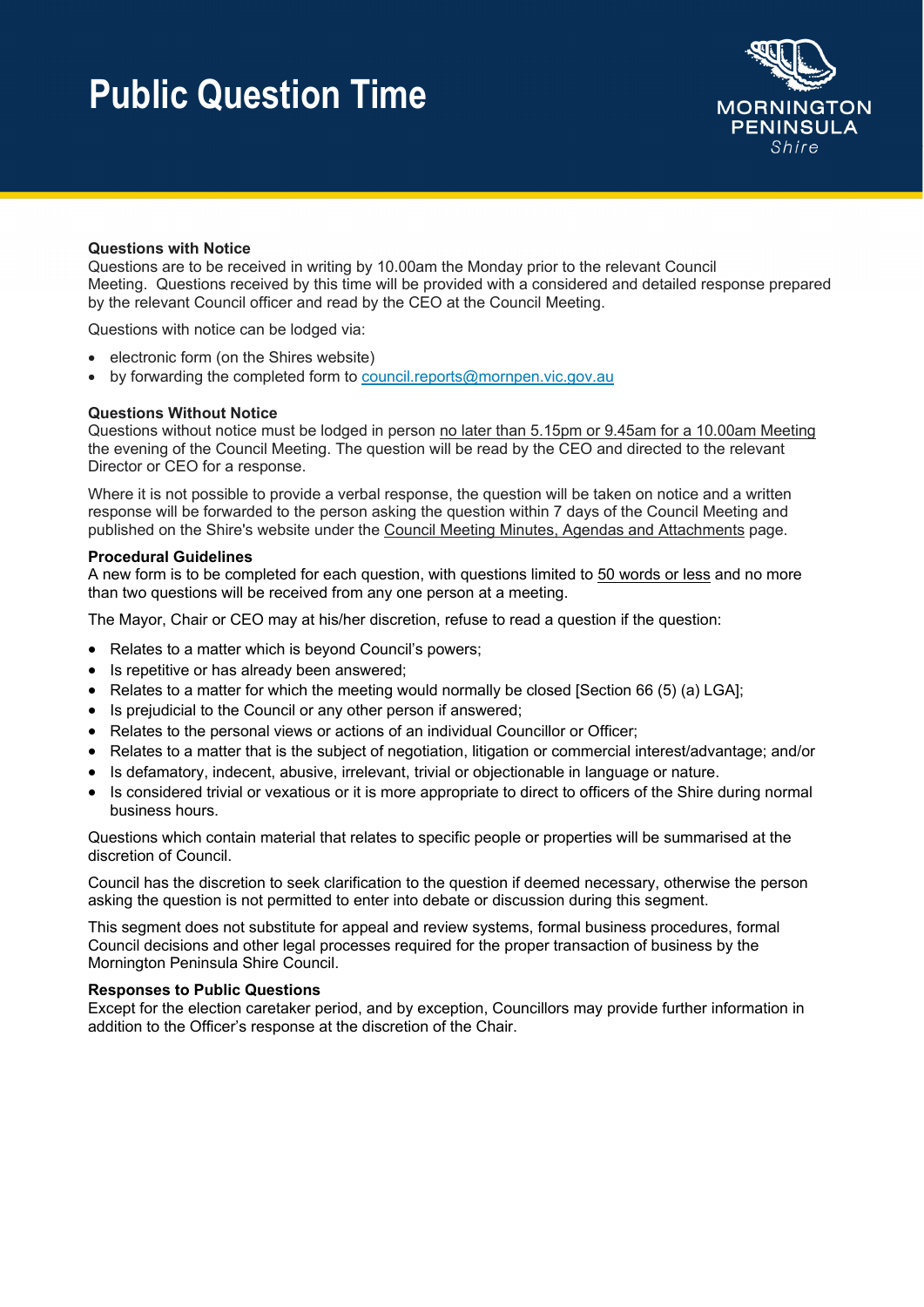# Public Question Time

**Questions with Notice**
Questions are to be received in writing by 10.00am the Monday prior to the relevant Council Meeting. Questions received by this time will be provided with a considered and detailed response prepared by the relevant Council officer and read by the CEO at the Council Meeting.

Questions with notice can be lodged via:

- electronic form (on the Shires website)
- by forwarding the completed form to council.reports@mornpen.vic.gov.au

**Questions Without Notice**
Questions without notice must be lodged in person no later than 5.15pm or 9.45am for a 10.00am Meeting the evening of the Council Meeting. The question will be read by the CEO and directed to the relevant Director or CEO for a response.

Where it is not possible to provide a verbal response, the question will be taken on notice and a written response will be forwarded to the person asking the question within 7 days of the Council Meeting and published on the Shire's website under the Council Meeting Minutes, Agendas and Attachments page.

**Procedural Guidelines**
A new form is to be completed for each question, with questions limited to 50 words or less and no more than two questions will be received from any one person at a meeting.

The Mayor, Chair or CEO may at his/her discretion, refuse to read a question if the question:

- Relates to a matter which is beyond Council's powers;
- Is repetitive or has already been answered;
- Relates to a matter for which the meeting would normally be closed [Section 66 (5) (a) LGA];
- Is prejudicial to the Council or any other person if answered;
- Relates to the personal views or actions of an individual Councillor or Officer;
- Relates to a matter that is the subject of negotiation, litigation or commercial interest/advantage; and/or
- Is defamatory, indecent, abusive, irrelevant, trivial or objectionable in language or nature.
- Is considered trivial or vexatious or it is more appropriate to direct to officers of the Shire during normal business hours.

Questions which contain material that relates to specific people or properties will be summarised at the discretion of Council.

Council has the discretion to seek clarification to the question if deemed necessary, otherwise the person asking the question is not permitted to enter into debate or discussion during this segment.

This segment does not substitute for appeal and review systems, formal business procedures, formal Council decisions and other legal processes required for the proper transaction of business by the Mornington Peninsula Shire Council.

**Responses to Public Questions**
Except for the election caretaker period, and by exception, Councillors may provide further information in addition to the Officer's response at the discretion of the Chair.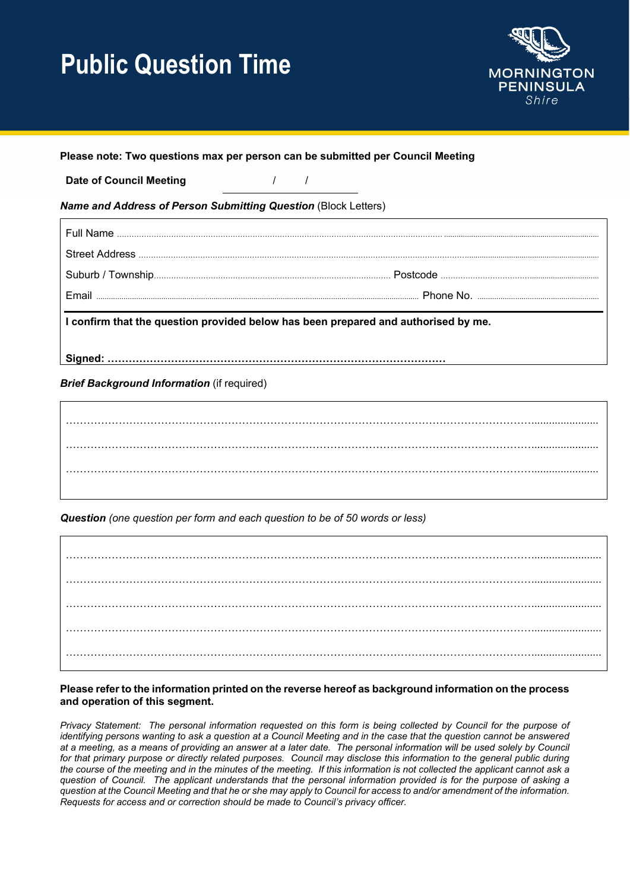# Public Question Time

MORNINGTON PENINSULA Shire

**Please note: Two questions max per person can be submitted per Council Meeting**

**Date of Council Meeting** / /

***Name and Address of Person Submitting Question*** (Block Letters)

Full Name ..........................................................................................................................................

Street Address ....................................................................................................................................

Suburb / Township.............................................................. Postcode ...............................................

Email .......................................................................................... Phone No. .....................................

**I confirm that the question provided below has been prepared and authorised by me.**

**Signed: ……………………………………………………………………………………**

***Brief Background Information*** (if required)

……………………………………………………………………………………………………………………

……………………………………………………………………………………………………………………

……………………………………………………………………………………………………………………

***Question*** *(one question per form and each question to be of 50 words or less)*

……………………………………………………………………………………………………………………

……………………………………………………………………………………………………………………

……………………………………………………………………………………………………………………

……………………………………………………………………………………………………………………

……………………………………………………………………………………………………………………

**Please refer to the information printed on the reverse hereof as background information on the process and operation of this segment.**

*Privacy Statement: The personal information requested on this form is being collected by Council for the purpose of identifying persons wanting to ask a question at a Council Meeting and in the case that the question cannot be answered at a meeting, as a means of providing an answer at a later date. The personal information will be used solely by Council for that primary purpose or directly related purposes. Council may disclose this information to the general public during the course of the meeting and in the minutes of the meeting. If this information is not collected the applicant cannot ask a question of Council. The applicant understands that the personal information provided is for the purpose of asking a question at the Council Meeting and that he or she may apply to Council for access to and/or amendment of the information. Requests for access and or correction should be made to Council's privacy officer.*